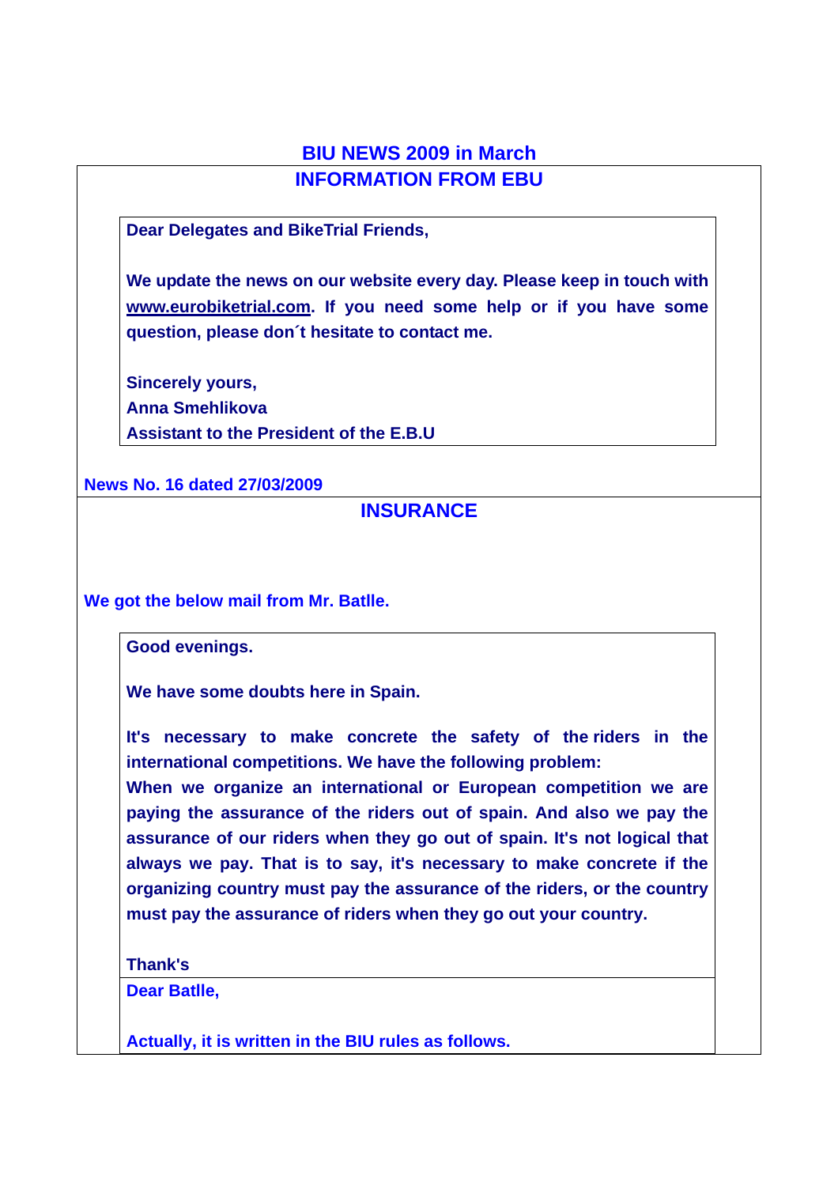# BIU NEWS 2009 in March

## INFORMATION FROM EBU

**Dear Delegates and BikeTrial Friends,**

**We update the news on our website every day. Please keep in touch with www.eurobiketrial.com. If you need some help or if you have some question, please don´t hesitate to contact me.**

**Sincerely yours,**
**Anna Smehlikova**
**Assistant to the President of the E.B.U**

**News No. 16 dated 27/03/2009**

## INSURANCE

**We got the below mail from Mr. Batlle.**

**Good evenings.**

**We have some doubts here in Spain.**

**It's necessary to make concrete the safety of the riders in the international competitions. We have the following problem:**
**When we organize an international or European competition we are paying the assurance of the riders out of spain. And also we pay the assurance of our riders when they go out of spain. It's not logical that always we pay. That is to say, it's necessary to make concrete if the organizing country must pay the assurance of the riders, or the country must pay the assurance of riders when they go out your country.**

**Thank's**

**Dear Batlle,**

**Actually, it is written in the BIU rules as follows.**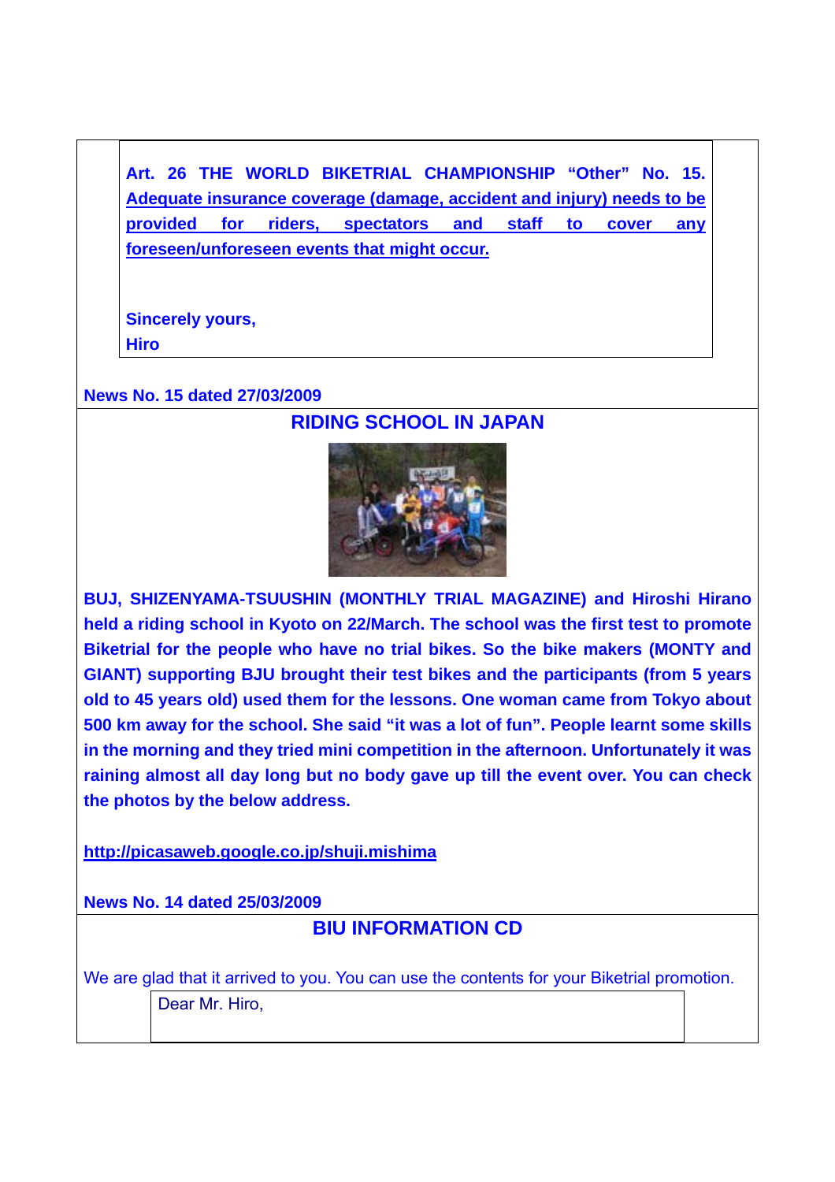**Art. 26 THE WORLD BIKETRIAL CHAMPIONSHIP "Other" No. 15. Adequate insurance coverage (damage, accident and injury) needs to be provided for riders, spectators and staff to cover any foreseen/unforeseen events that might occur.**

**Sincerely yours,**
**Hiro**

**News No. 15 dated 27/03/2009**

## RIDING SCHOOL IN JAPAN

**BUJ, SHIZENYAMA-TSUUSHIN (MONTHLY TRIAL MAGAZINE) and Hiroshi Hirano held a riding school in Kyoto on 22/March. The school was the first test to promote Biketrial for the people who have no trial bikes. So the bike makers (MONTY and GIANT) supporting BJU brought their test bikes and the participants (from 5 years old to 45 years old) used them for the lessons. One woman came from Tokyo about 500 km away for the school. She said "it was a lot of fun". People learnt some skills in the morning and they tried mini competition in the afternoon. Unfortunately it was raining almost all day long but no body gave up till the event over. You can check the photos by the below address.**

**http://picasaweb.google.co.jp/shuji.mishima**

**News No. 14 dated 25/03/2009**

## BIU INFORMATION CD

We are glad that it arrived to you. You can use the contents for your Biketrial promotion.

Dear Mr. Hiro,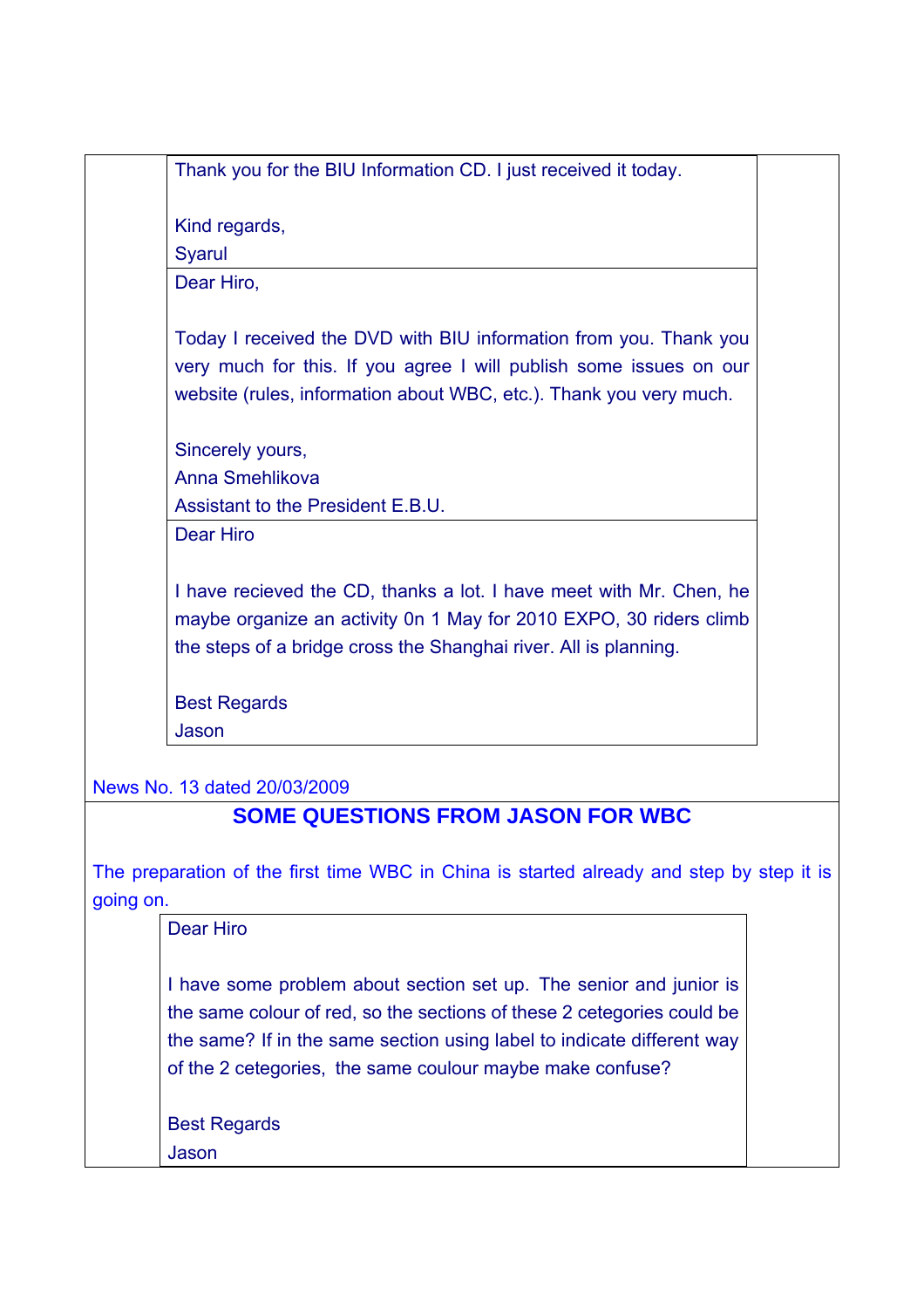Thank you for the BIU Information CD. I just received it today.

Kind regards,
Syarul

Dear Hiro,

Today I received the DVD with BIU information from you. Thank you very much for this. If you agree I will publish some issues on our website (rules, information about WBC, etc.). Thank you very much.

Sincerely yours,
Anna Smehlikova
Assistant to the President E.B.U.

Dear Hiro

I have recieved the CD, thanks a lot. I have meet with Mr. Chen, he maybe organize an activity 0n 1 May for 2010 EXPO, 30 riders climb the steps of a bridge cross the Shanghai river. All is planning.

Best Regards
Jason

News No. 13 dated 20/03/2009

## SOME QUESTIONS FROM JASON FOR WBC

The preparation of the first time WBC in China is started already and step by step it is going on.

Dear Hiro

I have some problem about section set up. The senior and junior is the same colour of red, so the sections of these 2 cetegories could be the same? If in the same section using label to indicate different way of the 2 cetegories, the same coulour maybe make confuse?

Best Regards
Jason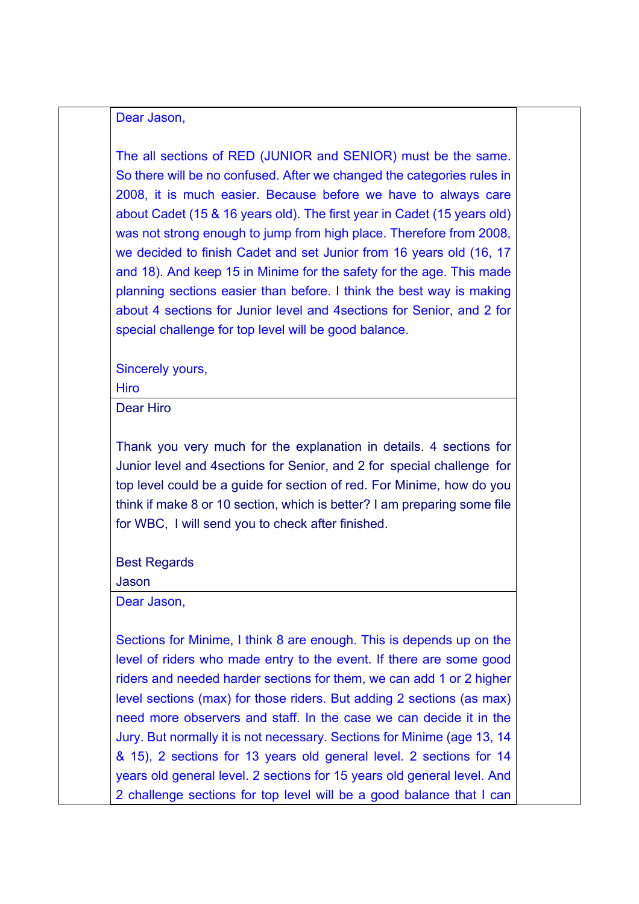Dear Jason,

The all sections of RED (JUNIOR and SENIOR) must be the same. So there will be no confused. After we changed the categories rules in 2008, it is much easier. Because before we have to always care about Cadet (15 & 16 years old). The first year in Cadet (15 years old) was not strong enough to jump from high place. Therefore from 2008, we decided to finish Cadet and set Junior from 16 years old (16, 17 and 18). And keep 15 in Minime for the safety for the age. This made planning sections easier than before. I think the best way is making about 4 sections for Junior level and 4sections for Senior, and 2 for special challenge for top level will be good balance.

Sincerely yours,
Hiro

Dear Hiro

Thank you very much for the explanation in details. 4 sections for Junior level and 4sections for Senior, and 2 for special challenge for top level could be a guide for section of red. For Minime, how do you think if make 8 or 10 section, which is better? I am preparing some file for WBC, I will send you to check after finished.

Best Regards
Jason

Dear Jason,

Sections for Minime, I think 8 are enough. This is depends up on the level of riders who made entry to the event. If there are some good riders and needed harder sections for them, we can add 1 or 2 higher level sections (max) for those riders. But adding 2 sections (as max) need more observers and staff. In the case we can decide it in the Jury. But normally it is not necessary. Sections for Minime (age 13, 14 & 15), 2 sections for 13 years old general level. 2 sections for 14 years old general level. 2 sections for 15 years old general level. And 2 challenge sections for top level will be a good balance that I can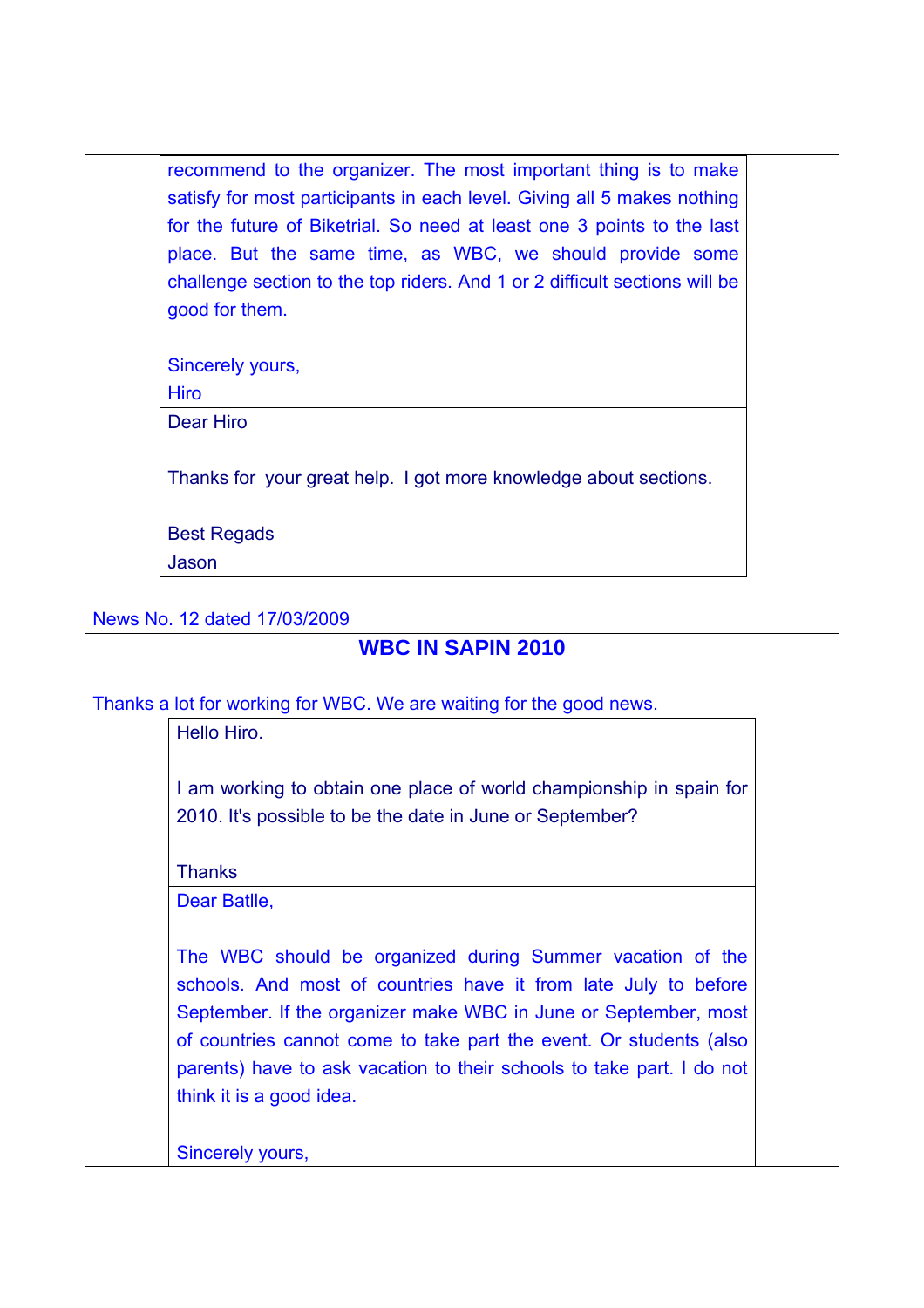recommend to the organizer. The most important thing is to make satisfy for most participants in each level. Giving all 5 makes nothing for the future of Biketrial. So need at least one 3 points to the last place. But the same time, as WBC, we should provide some challenge section to the top riders. And 1 or 2 difficult sections will be good for them.

Sincerely yours,
Hiro

Dear Hiro

Thanks for your great help. I got more knowledge about sections.

Best Regads
Jason

News No. 12 dated 17/03/2009

## WBC IN SAPIN 2010

Thanks a lot for working for WBC. We are waiting for the good news.

Hello Hiro.

I am working to obtain one place of world championship in spain for 2010. It's possible to be the date in June or September?

Thanks

Dear Batlle,

The WBC should be organized during Summer vacation of the schools. And most of countries have it from late July to before September. If the organizer make WBC in June or September, most of countries cannot come to take part the event. Or students (also parents) have to ask vacation to their schools to take part. I do not think it is a good idea.

Sincerely yours,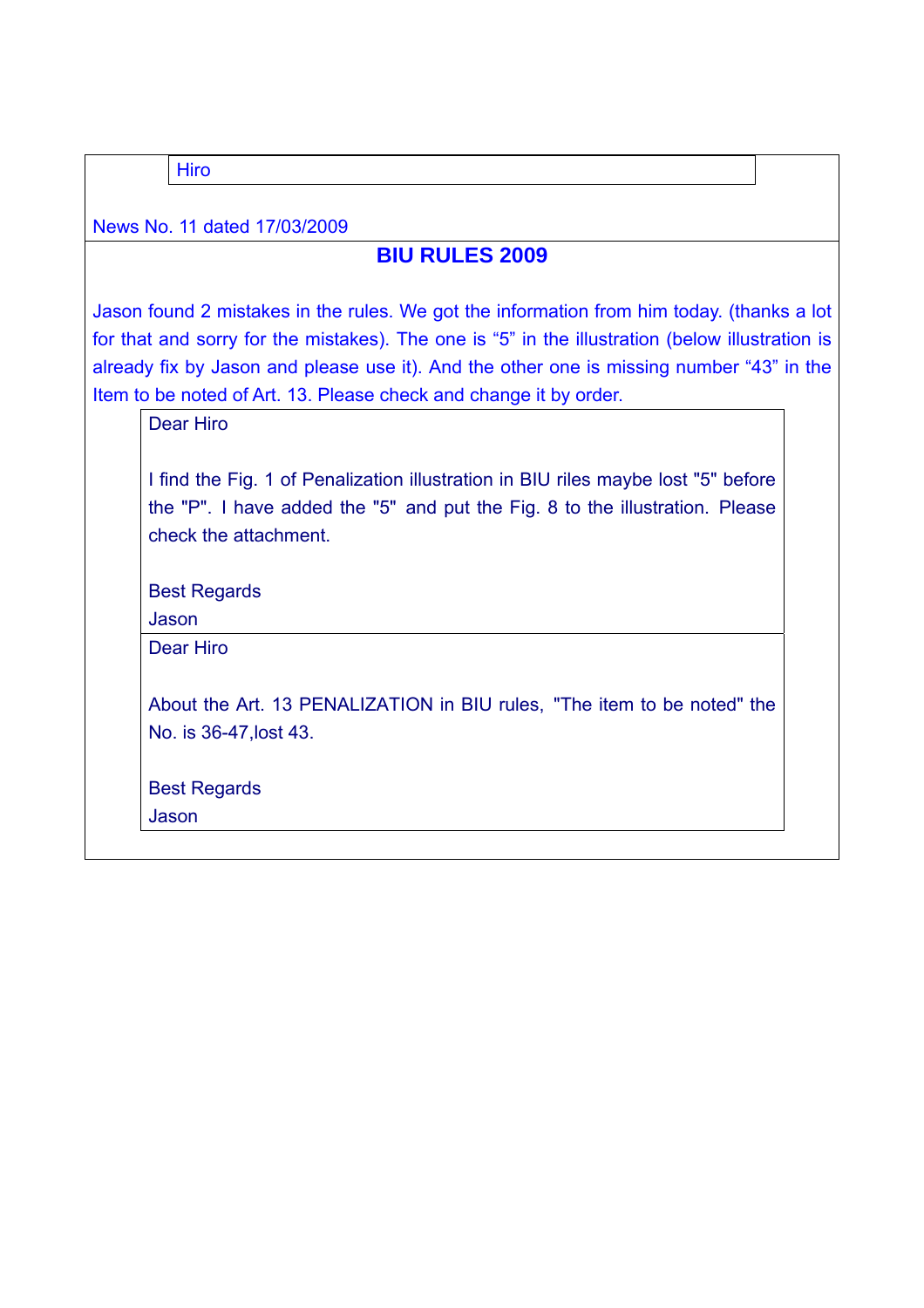Hiro

News No. 11 dated 17/03/2009

## BIU RULES 2009

Jason found 2 mistakes in the rules. We got the information from him today. (thanks a lot for that and sorry for the mistakes). The one is “5” in the illustration (below illustration is already fix by Jason and please use it). And the other one is missing number “43” in the Item to be noted of Art. 13. Please check and change it by order.

> Dear Hiro
>
> I find the Fig. 1 of Penalization illustration in BIU riles maybe lost "5" before the "P". I have added the "5" and put the Fig. 8 to the illustration. Please check the attachment.
>
> Best Regards
> Jason

> Dear Hiro
>
> About the Art. 13 PENALIZATION in BIU rules, "The item to be noted" the No. is 36-47,lost 43.
>
> Best Regards
> Jason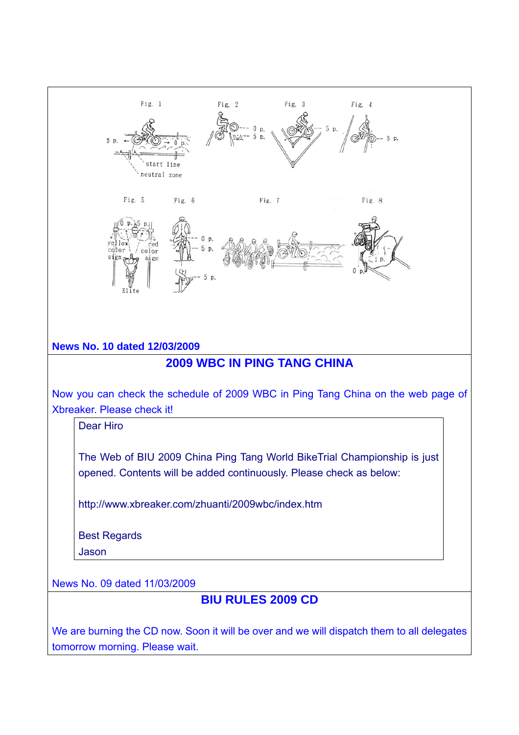Fig. 1 Fig. 2 Fig. 3 Fig. 4

Fig. 5 Fig. 6 Fig. 7 Fig. 8

**News No. 10 dated 12/03/2009**

## 2009 WBC IN PING TANG CHINA

Now you can check the schedule of 2009 WBC in Ping Tang China on the web page of Xbreaker. Please check it!

> Dear Hiro
>
> The Web of BIU 2009 China Ping Tang World BikeTrial Championship is just opened. Contents will be added continuously. Please check as below:
>
> http://www.xbreaker.com/zhuanti/2009wbc/index.htm
>
> Best Regards
> Jason

News No. 09 dated 11/03/2009

## BIU RULES 2009 CD

We are burning the CD now. Soon it will be over and we will dispatch them to all delegates tomorrow morning. Please wait.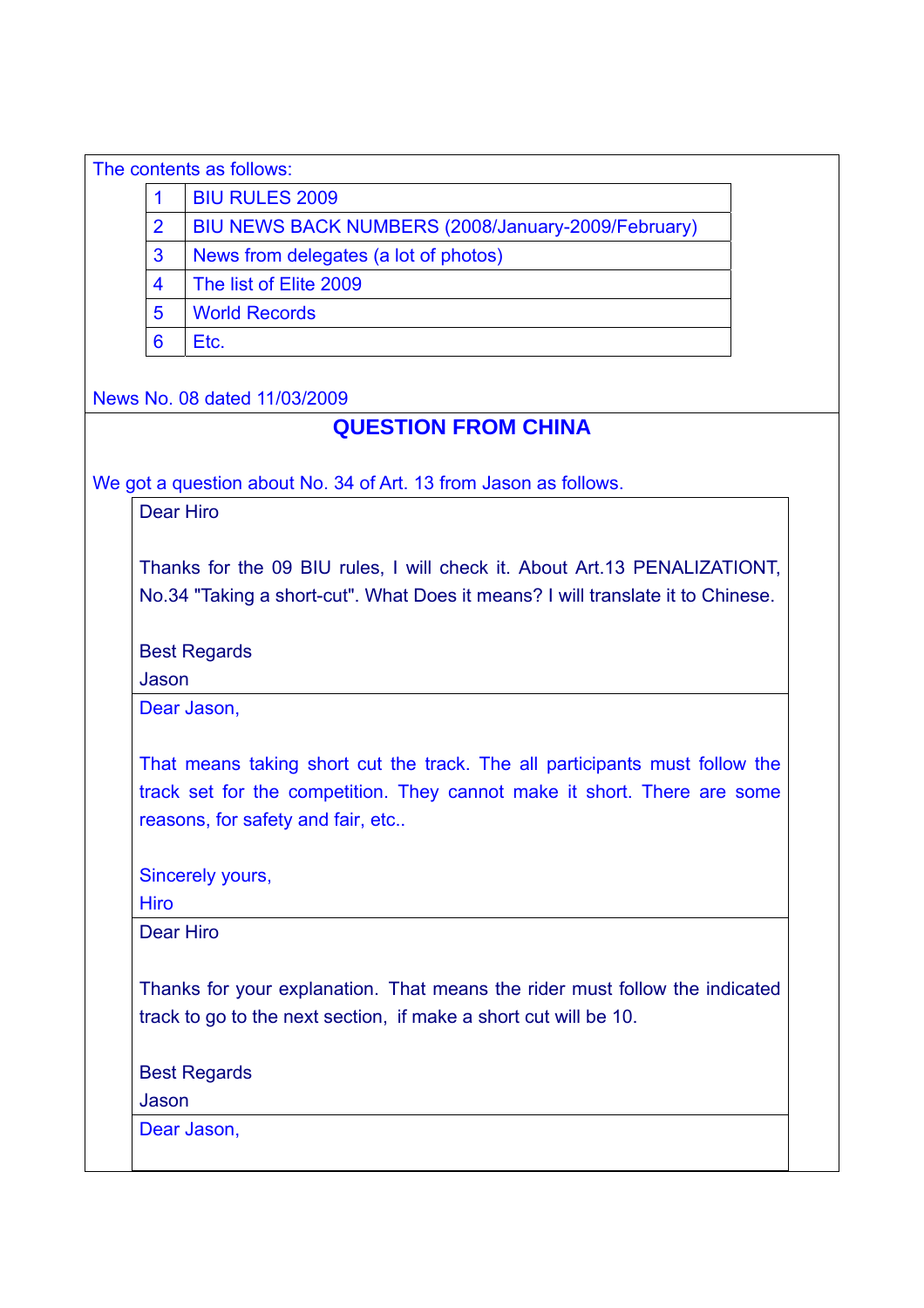The contents as follows:

| | |
|---|---|
| 1 | BIU RULES 2009 |
| 2 | BIU NEWS BACK NUMBERS (2008/January-2009/February) |
| 3 | News from delegates (a lot of photos) |
| 4 | The list of Elite 2009 |
| 5 | World Records |
| 6 | Etc. |

News No. 08 dated 11/03/2009

## QUESTION FROM CHINA

We got a question about No. 34 of Art. 13 from Jason as follows.

Dear Hiro

Thanks for the 09 BIU rules, I will check it. About Art.13 PENALIZATIONT, No.34 "Taking a short-cut". What Does it means? I will translate it to Chinese.

Best Regards
Jason

---

Dear Jason,

That means taking short cut the track. The all participants must follow the track set for the competition. They cannot make it short. There are some reasons, for safety and fair, etc..

Sincerely yours,
Hiro

---

Dear Hiro

Thanks for your explanation. That means the rider must follow the indicated track to go to the next section, if make a short cut will be 10.

Best Regards
Jason

---

Dear Jason,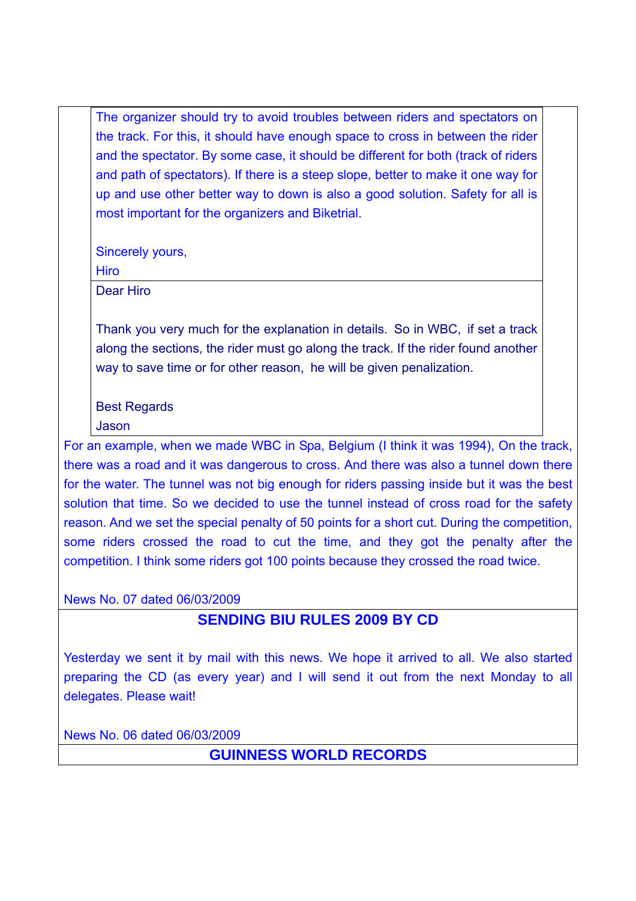The organizer should try to avoid troubles between riders and spectators on the track. For this, it should have enough space to cross in between the rider and the spectator. By some case, it should be different for both (track of riders and path of spectators). If there is a steep slope, better to make it one way for up and use other better way to down is also a good solution. Safety for all is most important for the organizers and Biketrial.

Sincerely yours,
Hiro

Dear Hiro

Thank you very much for the explanation in details. So in WBC, if set a track along the sections, the rider must go along the track. If the rider found another way to save time or for other reason, he will be given penalization.

Best Regards
Jason

For an example, when we made WBC in Spa, Belgium (I think it was 1994), On the track, there was a road and it was dangerous to cross. And there was also a tunnel down there for the water. The tunnel was not big enough for riders passing inside but it was the best solution that time. So we decided to use the tunnel instead of cross road for the safety reason. And we set the special penalty of 50 points for a short cut. During the competition, some riders crossed the road to cut the time, and they got the penalty after the competition. I think some riders got 100 points because they crossed the road twice.

News No. 07 dated 06/03/2009

## SENDING BIU RULES 2009 BY CD

Yesterday we sent it by mail with this news. We hope it arrived to all. We also started preparing the CD (as every year) and I will send it out from the next Monday to all delegates. Please wait!

News No. 06 dated 06/03/2009

## GUINNESS WORLD RECORDS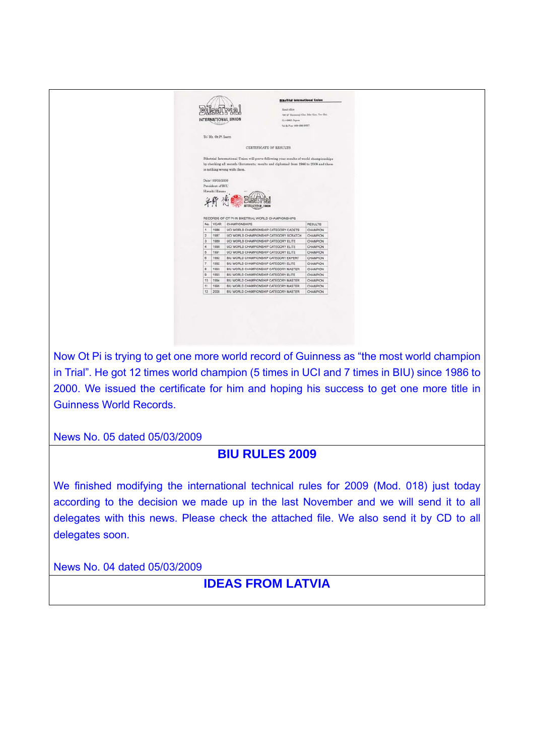BikeTrial INTERNATIONAL UNION

**Biketrial International Union**

To: Mr. Ot Pi Isern

CERTIFICATE OF RESULTS

Biketrial International Union will prove following your results of world championships by checking all records (documents, results and diplomas) from 1986 to 2008 and there is nothing wrong with them.

Date: 05/03/2009
President of BIU
Hiroshi Hirono

RECORDS OF OT PI IN BIKETRIAL WORLD CHAMPIONSHIPS

| No. | YEAR | CHAMPIONSHIPS | RESULTS |
|---|---|---|---|
| 1 | 1986 | UCI WORLD CHAMPIONSHIP CATEGORY CADETS | CHAMPION |
| 2 | 1987 | UCI WORLD CHAMPIONSHIP CATEGORY SCRATCH | CHAMPION |
| 3 | 1989 | UCI WORLD CHAMPIONSHIP CATEGORY ELITE | CHAMPION |
| 4 | 1990 | UCI WORLD CHAMPIONSHIP CATEGORY ELITE | CHAMPION |
| 5 | 1991 | UCI WORLD CHAMPIONSHIP CATEGORY ELITE | CHAMPION |
| 6 | 1992 | BIU WORLD CHAMPIONSHIP CATEGORY EXPERT | CHAMPION |
| 7 | 1992 | BIU WORLD CHAMPIONSHIP CATEGORY ELITE | CHAMPION |
| 8 | 1993 | BIU WORLD CHAMPIONSHIP CATEGORY MASTER | CHAMPION |
| 9 | 1993 | BIU WORLD CHAMPIONSHIP CATEGORY ELITE | CHAMPION |
| 10 | 1994 | BIU WORLD CHAMPIONSHIP CATEGORY MASTER | CHAMPION |
| 11 | 1996 | BIU WORLD CHAMPIONSHIP CATEGORY MASTER | CHAMPION |
| 12 | 2000 | BIU WORLD CHAMPIONSHIP CATEGORY MASTER | CHAMPION |

Now Ot Pi is trying to get one more world record of Guinness as "the most world champion in Trial". He got 12 times world champion (5 times in UCI and 7 times in BIU) since 1986 to 2000. We issued the certificate for him and hoping his success to get one more title in Guinness World Records.

News No. 05 dated 05/03/2009

## BIU RULES 2009

We finished modifying the international technical rules for 2009 (Mod. 018) just today according to the decision we made up in the last November and we will send it to all delegates with this news. Please check the attached file. We also send it by CD to all delegates soon.

News No. 04 dated 05/03/2009

## IDEAS FROM LATVIA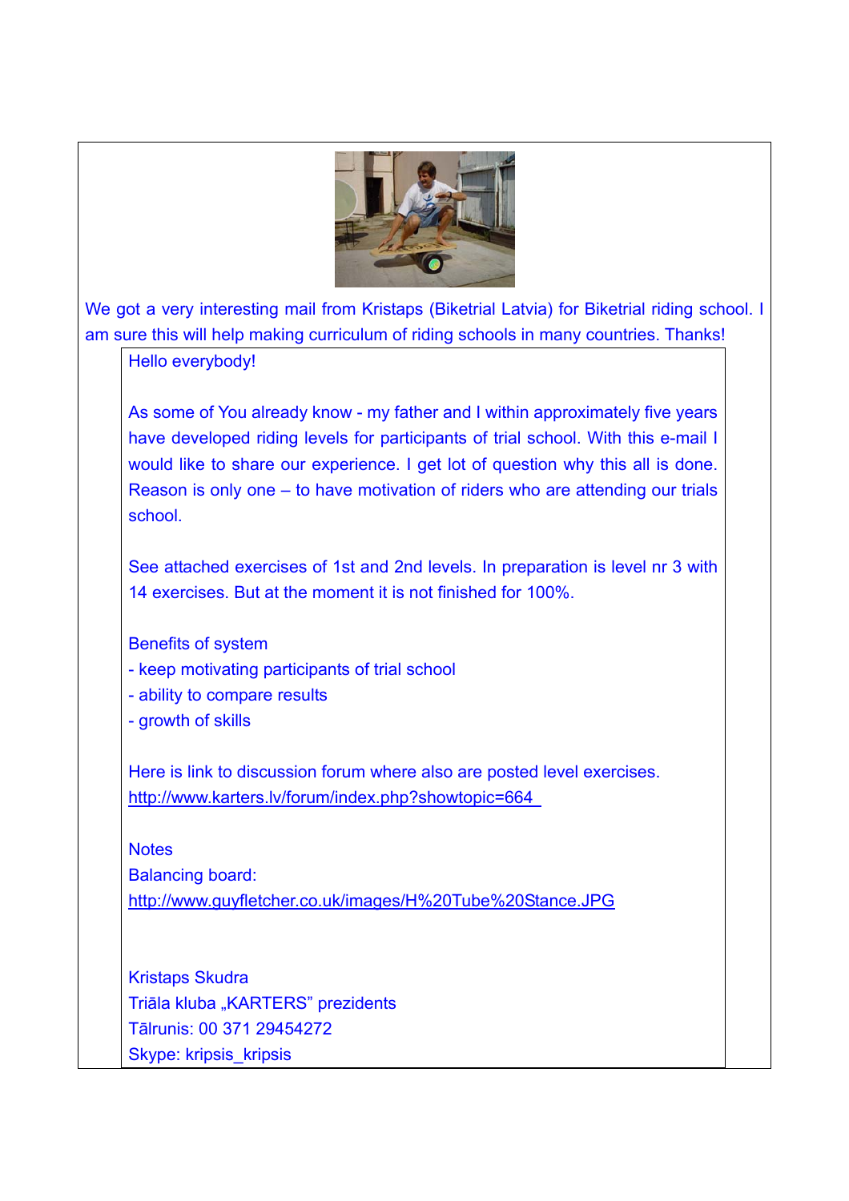We got a very interesting mail from Kristaps (Biketrial Latvia) for Biketrial riding school. I am sure this will help making curriculum of riding schools in many countries. Thanks!

Hello everybody!

As some of You already know - my father and I within approximately five years have developed riding levels for participants of trial school. With this e-mail I would like to share our experience. I get lot of question why this all is done. Reason is only one – to have motivation of riders who are attending our trials school.

See attached exercises of 1st and 2nd levels. In preparation is level nr 3 with 14 exercises. But at the moment it is not finished for 100%.

Benefits of system
- keep motivating participants of trial school
- ability to compare results
- growth of skills

Here is link to discussion forum where also are posted level exercises.
http://www.karters.lv/forum/index.php?showtopic=664

Notes
Balancing board:
http://www.guyfletcher.co.uk/images/H%20Tube%20Stance.JPG

Kristaps Skudra
Triāla kluba „KARTERS" prezidents
Tālrunis: 00 371 29454272
Skype: kripsis_kripsis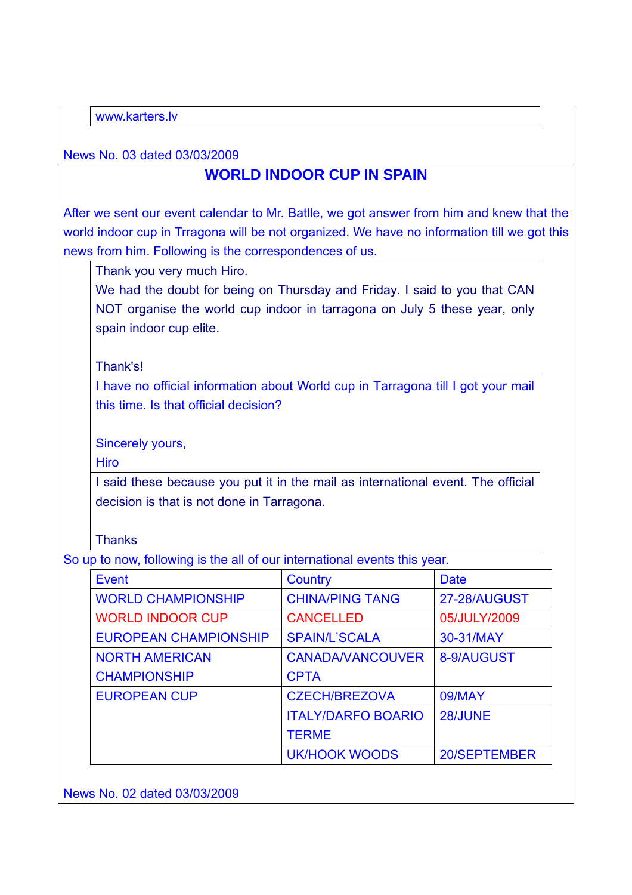www.karters.lv

News No. 03 dated 03/03/2009

## WORLD INDOOR CUP IN SPAIN

After we sent our event calendar to Mr. Batlle, we got answer from him and knew that the world indoor cup in Trragona will be not organized. We have no information till we got this news from him. Following is the correspondences of us.

> Thank you very much Hiro.
> We had the doubt for being on Thursday and Friday. I said to you that CAN NOT organise the world cup indoor in tarragona on July 5 these year, only spain indoor cup elite.
>
> Thank's!

> I have no official information about World cup in Tarragona till I got your mail this time. Is that official decision?
>
> Sincerely yours,
> Hiro

> I said these because you put it in the mail as international event. The official decision is that is not done in Tarragona.
>
> Thanks

So up to now, following is the all of our international events this year.

| Event | Country | Date |
|---|---|---|
| WORLD CHAMPIONSHIP | CHINA/PING TANG | 27-28/AUGUST |
| WORLD INDOOR CUP | CANCELLED | 05/JULY/2009 |
| EUROPEAN CHAMPIONSHIP | SPAIN/L'SCALA | 30-31/MAY |
| NORTH AMERICAN CHAMPIONSHIP | CANADA/VANCOUVER CPTA | 8-9/AUGUST |
| EUROPEAN CUP | CZECH/BREZOVA | 09/MAY |
| | ITALY/DARFO BOARIO TERME | 28/JUNE |
| | UK/HOOK WOODS | 20/SEPTEMBER |

News No. 02 dated 03/03/2009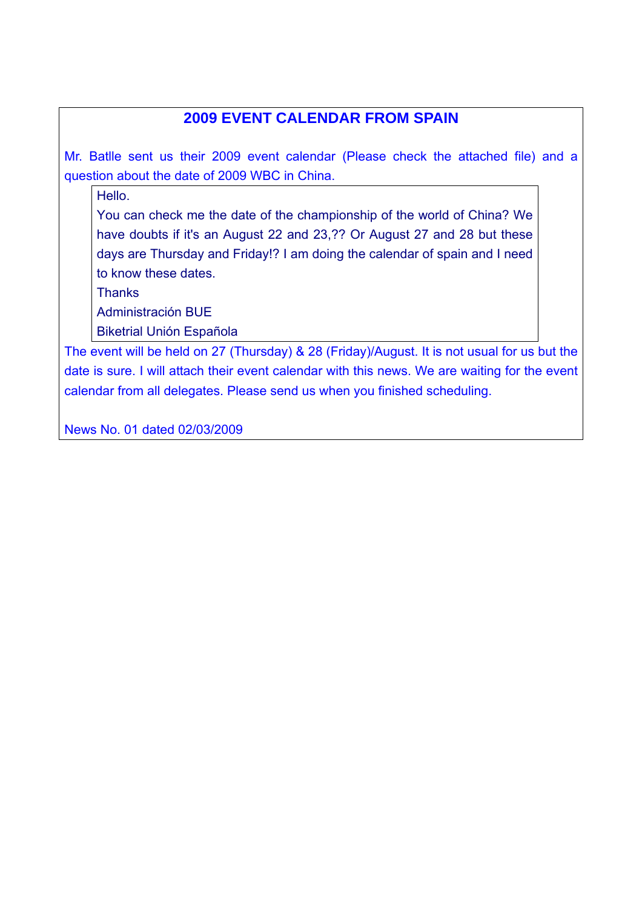## 2009 EVENT CALENDAR FROM SPAIN

Mr. Batlle sent us their 2009 event calendar (Please check the attached file) and a question about the date of 2009 WBC in China.

> Hello.
> You can check me the date of the championship of the world of China? We have doubts if it's an August 22 and 23,?? Or August 27 and 28 but these days are Thursday and Friday!? I am doing the calendar of spain and I need to know these dates.
> Thanks
> Administración BUE
> Biketrial Unión Española

The event will be held on 27 (Thursday) & 28 (Friday)/August. It is not usual for us but the date is sure. I will attach their event calendar with this news. We are waiting for the event calendar from all delegates. Please send us when you finished scheduling.

News No. 01 dated 02/03/2009